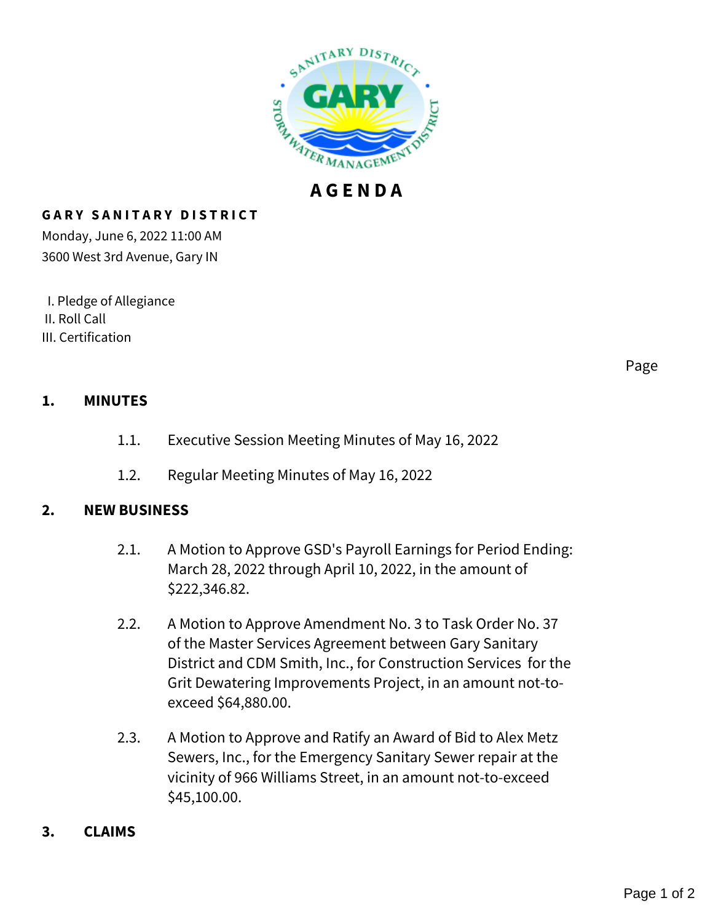# AGENDA

**GARY SANITARY DISTRICT**

Monday, June 6, 2022 11:00 AM
3600 West 3rd Avenue, Gary IN

I. Pledge of Allegiance
II. Roll Call
III. Certification

Page

## 1. MINUTES

1.1. Executive Session Meeting Minutes of May 16, 2022

1.2. Regular Meeting Minutes of May 16, 2022

## 2. NEW BUSINESS

2.1. A Motion to Approve GSD's Payroll Earnings for Period Ending: March 28, 2022 through April 10, 2022, in the amount of $222,346.82.

2.2. A Motion to Approve Amendment No. 3 to Task Order No. 37 of the Master Services Agreement between Gary Sanitary District and CDM Smith, Inc., for Construction Services for the Grit Dewatering Improvements Project, in an amount not-to-exceed $64,880.00.

2.3. A Motion to Approve and Ratify an Award of Bid to Alex Metz Sewers, Inc., for the Emergency Sanitary Sewer repair at the vicinity of 966 Williams Street, in an amount not-to-exceed $45,100.00.

## 3. CLAIMS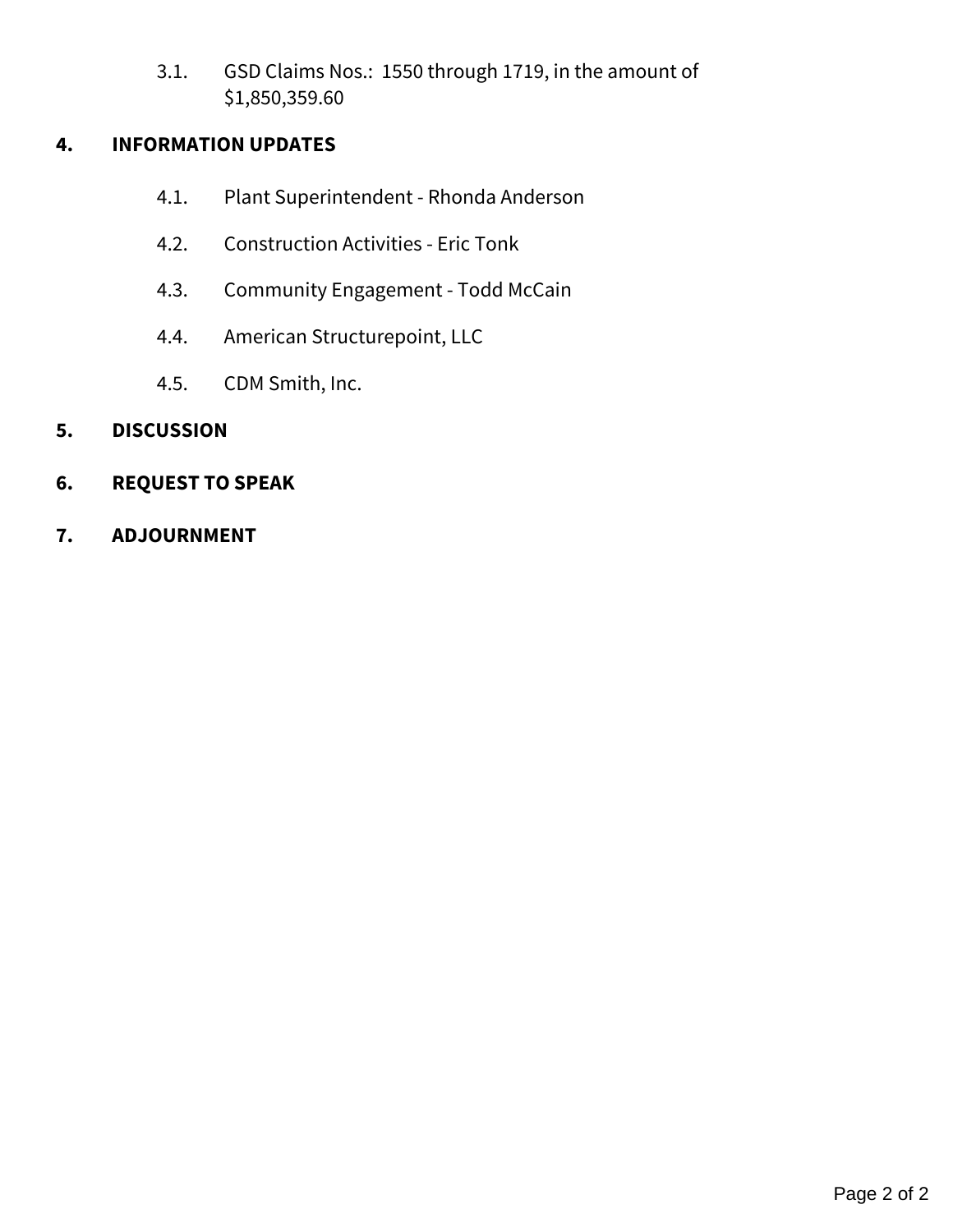3.1. GSD Claims Nos.: 1550 through 1719, in the amount of $1,850,359.60

**4. INFORMATION UPDATES**

4.1. Plant Superintendent - Rhonda Anderson

4.2. Construction Activities - Eric Tonk

4.3. Community Engagement - Todd McCain

4.4. American Structurepoint, LLC

4.5. CDM Smith, Inc.

**5. DISCUSSION**

**6. REQUEST TO SPEAK**

**7. ADJOURNMENT**